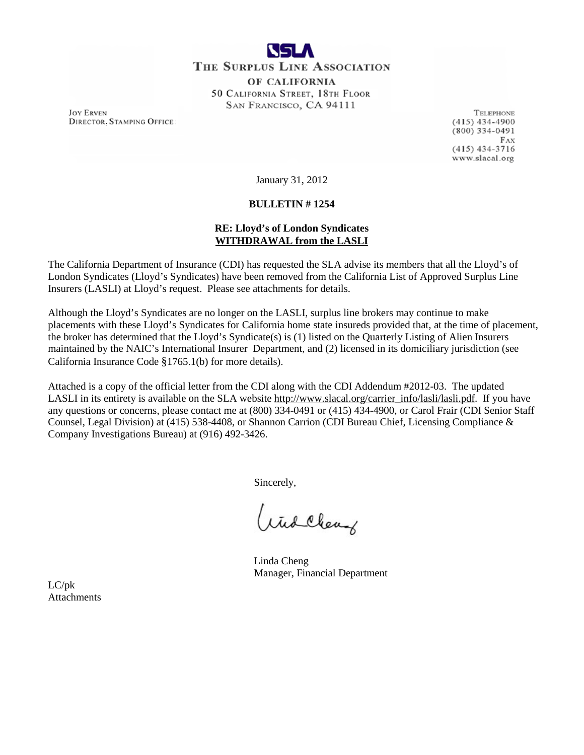SSLA

**THE SURPLUS LINE ASSOCIATION**

**OF CALIFORNIA**

50 CALIFORNIA STREET, 18TH FLOOR
SAN FRANCISCO, CA 94111

JOY ERVEN
DIRECTOR, STAMPING OFFICE

TELEPHONE
(415) 434-4900
(800) 334-0491
FAX
(415) 434-3716
www.slacal.org

January 31, 2012

**BULLETIN # 1254**

**RE: Lloyd's of London Syndicates**
**WITHDRAWAL from the LASLI**

The California Department of Insurance (CDI) has requested the SLA advise its members that all the Lloyd's of London Syndicates (Lloyd's Syndicates) have been removed from the California List of Approved Surplus Line Insurers (LASLI) at Lloyd's request. Please see attachments for details.

Although the Lloyd's Syndicates are no longer on the LASLI, surplus line brokers may continue to make placements with these Lloyd's Syndicates for California home state insureds provided that, at the time of placement, the broker has determined that the Lloyd's Syndicate(s) is (1) listed on the Quarterly Listing of Alien Insurers maintained by the NAIC's International Insurer Department, and (2) licensed in its domiciliary jurisdiction (see California Insurance Code §1765.1(b) for more details).

Attached is a copy of the official letter from the CDI along with the CDI Addendum #2012-03. The updated LASLI in its entirety is available on the SLA website http://www.slacal.org/carrier_info/lasli/lasli.pdf. If you have any questions or concerns, please contact me at (800) 334-0491 or (415) 434-4900, or Carol Frair (CDI Senior Staff Counsel, Legal Division) at (415) 538-4408, or Shannon Carrion (CDI Bureau Chief, Licensing Compliance & Company Investigations Bureau) at (916) 492-3426.

Sincerely,

Linda Cheng
Manager, Financial Department

LC/pk
Attachments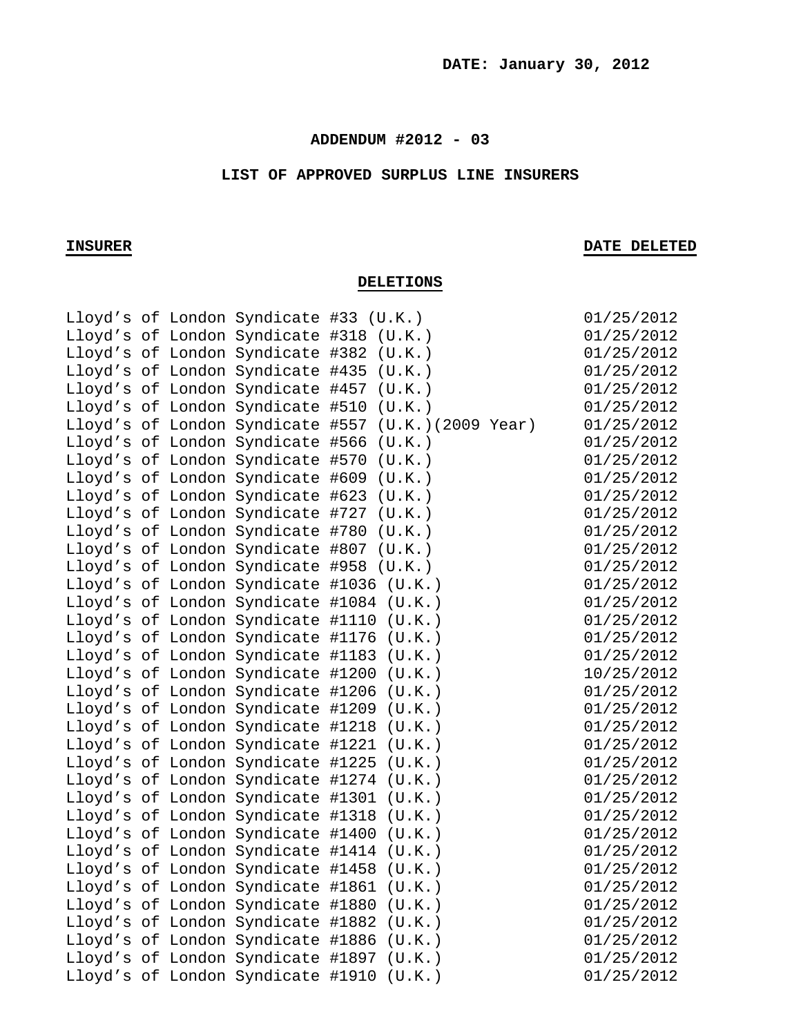**DATE: January 30, 2012**

**ADDENDUM #2012 - 03**

**LIST OF APPROVED SURPLUS LINE INSURERS**

| INSURER | DATE DELETED |
|---|---|
| **DELETIONS** | |
| Lloyd's of London Syndicate #33 (U.K.) | 01/25/2012 |
| Lloyd's of London Syndicate #318 (U.K.) | 01/25/2012 |
| Lloyd's of London Syndicate #382 (U.K.) | 01/25/2012 |
| Lloyd's of London Syndicate #435 (U.K.) | 01/25/2012 |
| Lloyd's of London Syndicate #457 (U.K.) | 01/25/2012 |
| Lloyd's of London Syndicate #510 (U.K.) | 01/25/2012 |
| Lloyd's of London Syndicate #557 (U.K.)(2009 Year) | 01/25/2012 |
| Lloyd's of London Syndicate #566 (U.K.) | 01/25/2012 |
| Lloyd's of London Syndicate #570 (U.K.) | 01/25/2012 |
| Lloyd's of London Syndicate #609 (U.K.) | 01/25/2012 |
| Lloyd's of London Syndicate #623 (U.K.) | 01/25/2012 |
| Lloyd's of London Syndicate #727 (U.K.) | 01/25/2012 |
| Lloyd's of London Syndicate #780 (U.K.) | 01/25/2012 |
| Lloyd's of London Syndicate #807 (U.K.) | 01/25/2012 |
| Lloyd's of London Syndicate #958 (U.K.) | 01/25/2012 |
| Lloyd's of London Syndicate #1036 (U.K.) | 01/25/2012 |
| Lloyd's of London Syndicate #1084 (U.K.) | 01/25/2012 |
| Lloyd's of London Syndicate #1110 (U.K.) | 01/25/2012 |
| Lloyd's of London Syndicate #1176 (U.K.) | 01/25/2012 |
| Lloyd's of London Syndicate #1183 (U.K.) | 01/25/2012 |
| Lloyd's of London Syndicate #1200 (U.K.) | 10/25/2012 |
| Lloyd's of London Syndicate #1206 (U.K.) | 01/25/2012 |
| Lloyd's of London Syndicate #1209 (U.K.) | 01/25/2012 |
| Lloyd's of London Syndicate #1218 (U.K.) | 01/25/2012 |
| Lloyd's of London Syndicate #1221 (U.K.) | 01/25/2012 |
| Lloyd's of London Syndicate #1225 (U.K.) | 01/25/2012 |
| Lloyd's of London Syndicate #1274 (U.K.) | 01/25/2012 |
| Lloyd's of London Syndicate #1301 (U.K.) | 01/25/2012 |
| Lloyd's of London Syndicate #1318 (U.K.) | 01/25/2012 |
| Lloyd's of London Syndicate #1400 (U.K.) | 01/25/2012 |
| Lloyd's of London Syndicate #1414 (U.K.) | 01/25/2012 |
| Lloyd's of London Syndicate #1458 (U.K.) | 01/25/2012 |
| Lloyd's of London Syndicate #1861 (U.K.) | 01/25/2012 |
| Lloyd's of London Syndicate #1880 (U.K.) | 01/25/2012 |
| Lloyd's of London Syndicate #1882 (U.K.) | 01/25/2012 |
| Lloyd's of London Syndicate #1886 (U.K.) | 01/25/2012 |
| Lloyd's of London Syndicate #1897 (U.K.) | 01/25/2012 |
| Lloyd's of London Syndicate #1910 (U.K.) | 01/25/2012 |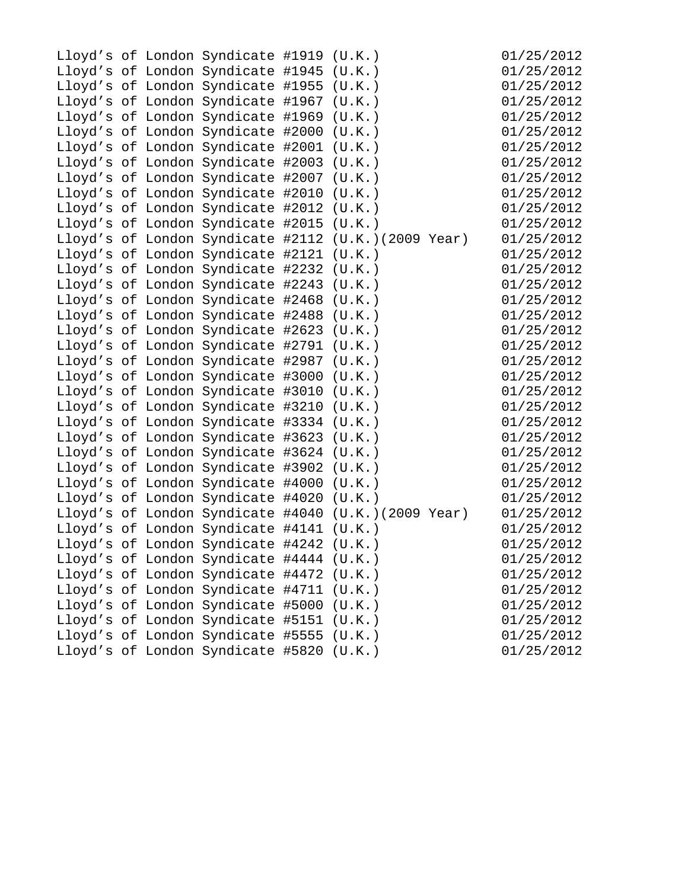| | |
|---|---|
| Lloyd’s of London Syndicate #1919 (U.K.) | 01/25/2012 |
| Lloyd’s of London Syndicate #1945 (U.K.) | 01/25/2012 |
| Lloyd’s of London Syndicate #1955 (U.K.) | 01/25/2012 |
| Lloyd’s of London Syndicate #1967 (U.K.) | 01/25/2012 |
| Lloyd’s of London Syndicate #1969 (U.K.) | 01/25/2012 |
| Lloyd’s of London Syndicate #2000 (U.K.) | 01/25/2012 |
| Lloyd’s of London Syndicate #2001 (U.K.) | 01/25/2012 |
| Lloyd’s of London Syndicate #2003 (U.K.) | 01/25/2012 |
| Lloyd’s of London Syndicate #2007 (U.K.) | 01/25/2012 |
| Lloyd’s of London Syndicate #2010 (U.K.) | 01/25/2012 |
| Lloyd’s of London Syndicate #2012 (U.K.) | 01/25/2012 |
| Lloyd’s of London Syndicate #2015 (U.K.) | 01/25/2012 |
| Lloyd’s of London Syndicate #2112 (U.K.)(2009 Year) | 01/25/2012 |
| Lloyd’s of London Syndicate #2121 (U.K.) | 01/25/2012 |
| Lloyd’s of London Syndicate #2232 (U.K.) | 01/25/2012 |
| Lloyd’s of London Syndicate #2243 (U.K.) | 01/25/2012 |
| Lloyd’s of London Syndicate #2468 (U.K.) | 01/25/2012 |
| Lloyd’s of London Syndicate #2488 (U.K.) | 01/25/2012 |
| Lloyd’s of London Syndicate #2623 (U.K.) | 01/25/2012 |
| Lloyd’s of London Syndicate #2791 (U.K.) | 01/25/2012 |
| Lloyd’s of London Syndicate #2987 (U.K.) | 01/25/2012 |
| Lloyd’s of London Syndicate #3000 (U.K.) | 01/25/2012 |
| Lloyd’s of London Syndicate #3010 (U.K.) | 01/25/2012 |
| Lloyd’s of London Syndicate #3210 (U.K.) | 01/25/2012 |
| Lloyd’s of London Syndicate #3334 (U.K.) | 01/25/2012 |
| Lloyd’s of London Syndicate #3623 (U.K.) | 01/25/2012 |
| Lloyd’s of London Syndicate #3624 (U.K.) | 01/25/2012 |
| Lloyd’s of London Syndicate #3902 (U.K.) | 01/25/2012 |
| Lloyd’s of London Syndicate #4000 (U.K.) | 01/25/2012 |
| Lloyd’s of London Syndicate #4020 (U.K.) | 01/25/2012 |
| Lloyd’s of London Syndicate #4040 (U.K.)(2009 Year) | 01/25/2012 |
| Lloyd’s of London Syndicate #4141 (U.K.) | 01/25/2012 |
| Lloyd’s of London Syndicate #4242 (U.K.) | 01/25/2012 |
| Lloyd’s of London Syndicate #4444 (U.K.) | 01/25/2012 |
| Lloyd’s of London Syndicate #4472 (U.K.) | 01/25/2012 |
| Lloyd’s of London Syndicate #4711 (U.K.) | 01/25/2012 |
| Lloyd’s of London Syndicate #5000 (U.K.) | 01/25/2012 |
| Lloyd’s of London Syndicate #5151 (U.K.) | 01/25/2012 |
| Lloyd’s of London Syndicate #5555 (U.K.) | 01/25/2012 |
| Lloyd’s of London Syndicate #5820 (U.K.) | 01/25/2012 |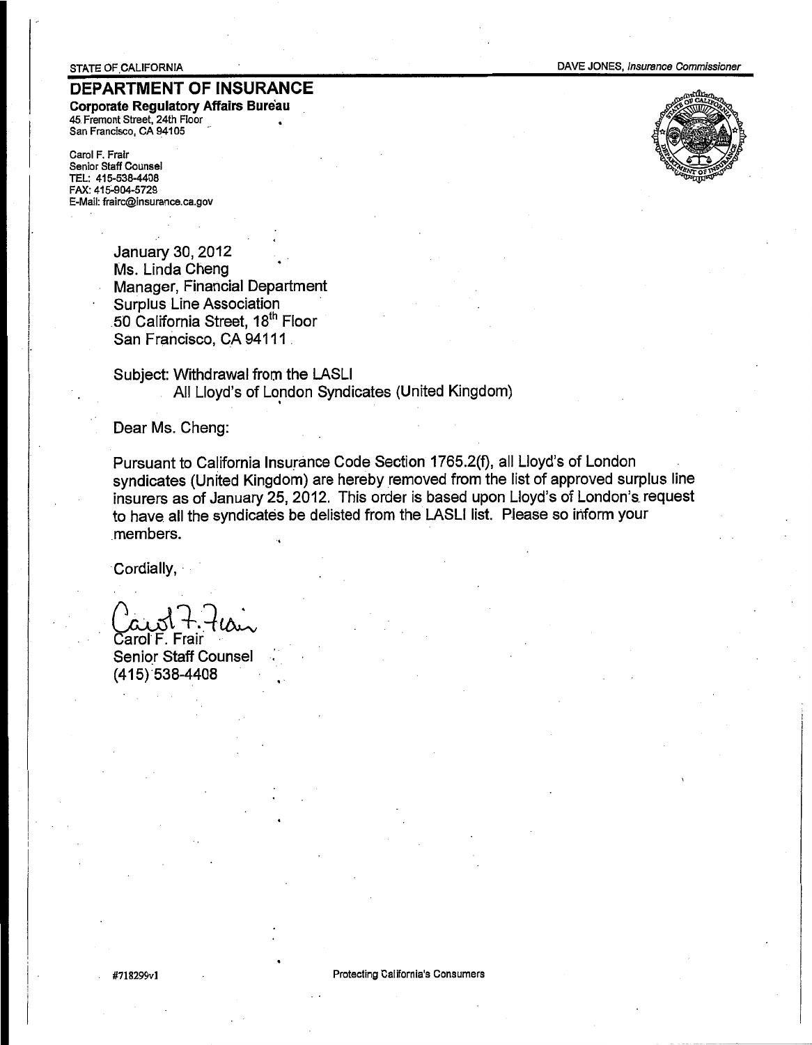STATE OF CALIFORNIA

DAVE JONES, *Insurance Commissioner*

## DEPARTMENT OF INSURANCE

**Corporate Regulatory Affairs Bureau**
45 Fremont Street, 24th Floor
San Francisco, CA 94105

Carol F. Frair
Senior Staff Counsel
TEL: 415-538-4408
FAX: 415-904-5729
E-Mail: frairc@insurance.ca.gov

January 30, 2012
Ms. Linda Cheng
Manager, Financial Department
Surplus Line Association
50 California Street, 18th Floor
San Francisco, CA 94111

Subject: Withdrawal from the LASLI
All Lloyd's of London Syndicates (United Kingdom)

Dear Ms. Cheng:

Pursuant to California Insurance Code Section 1765.2(f), all Lloyd's of London syndicates (United Kingdom) are hereby removed from the list of approved surplus line insurers as of January 25, 2012. This order is based upon Lloyd's of London's request to have all the syndicates be delisted from the LASLI list. Please so inform your members.

Cordially,

Carol F. Frair
Senior Staff Counsel
(415) 538-4408

#718299v1

Protecting California's Consumers